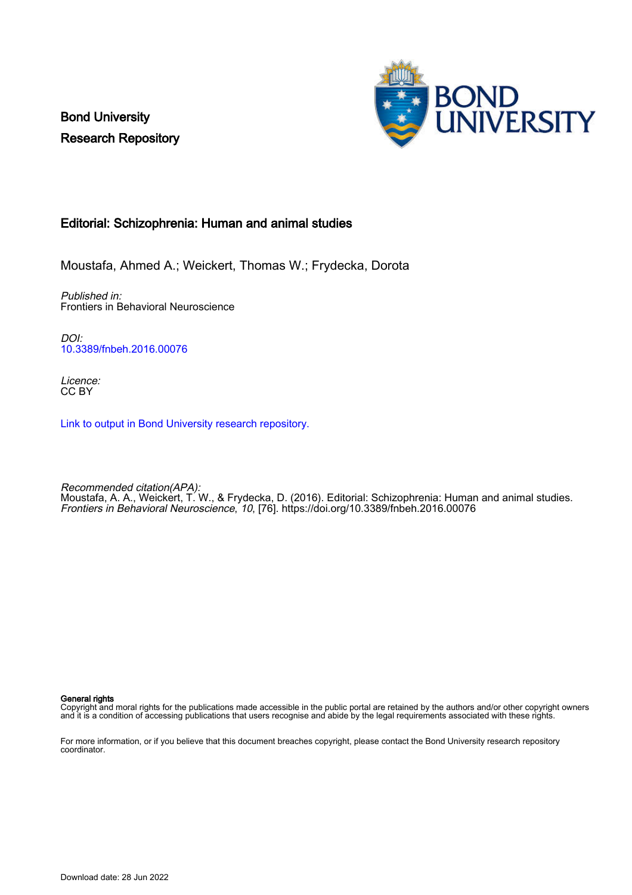Bond University
Research Repository

# Editorial: Schizophrenia: Human and animal studies

Moustafa, Ahmed A.; Weickert, Thomas W.; Frydecka, Dorota

*Published in:*
Frontiers in Behavioral Neuroscience

*DOI:*
10.3389/fnbeh.2016.00076

*Licence:*
CC BY

Link to output in Bond University research repository.

*Recommended citation(APA):*
Moustafa, A. A., Weickert, T. W., & Frydecka, D. (2016). Editorial: Schizophrenia: Human and animal studies. *Frontiers in Behavioral Neuroscience*, *10*, [76]. https://doi.org/10.3389/fnbeh.2016.00076

**General rights**
Copyright and moral rights for the publications made accessible in the public portal are retained by the authors and/or other copyright owners and it is a condition of accessing publications that users recognise and abide by the legal requirements associated with these rights.

For more information, or if you believe that this document breaches copyright, please contact the Bond University research repository coordinator.

Download date: 28 Jun 2022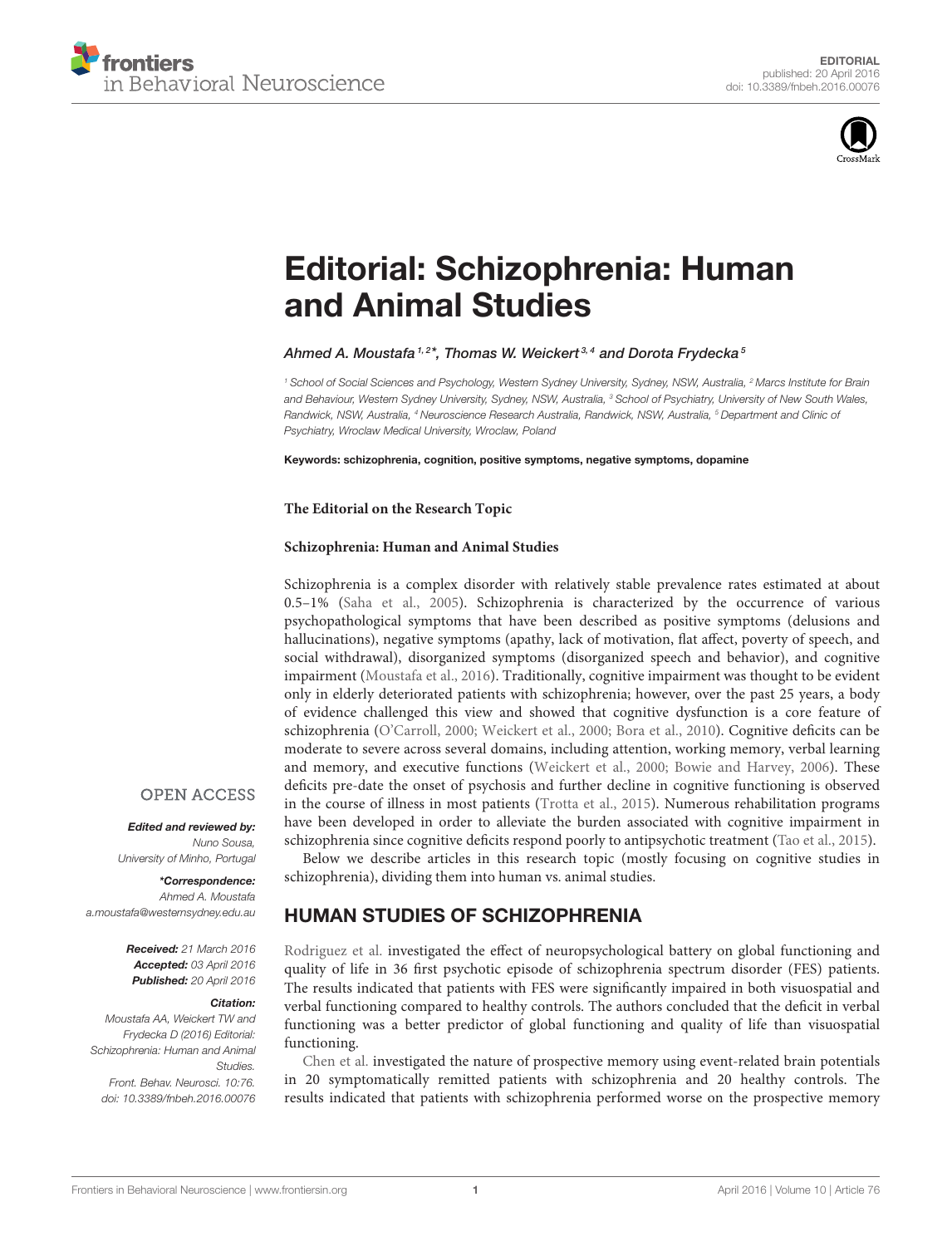# Editorial: Schizophrenia: Human and Animal Studies

*Ahmed A. Moustafa*[1,2]*, *Thomas W. Weickert*[3,4] *and Dorota Frydecka*[5]

[1] School of Social Sciences and Psychology, Western Sydney University, Sydney, NSW, Australia, [2] Marcs Institute for Brain and Behaviour, Western Sydney University, Sydney, NSW, Australia, [3] School of Psychiatry, University of New South Wales, Randwick, NSW, Australia, [4] Neuroscience Research Australia, Randwick, NSW, Australia, [5] Department and Clinic of Psychiatry, Wroclaw Medical University, Wroclaw, Poland

**Keywords: schizophrenia, cognition, positive symptoms, negative symptoms, dopamine**

**The Editorial on the Research Topic**

**Schizophrenia: Human and Animal Studies**

Schizophrenia is a complex disorder with relatively stable prevalence rates estimated at about 0.5–1% (Saha et al., 2005). Schizophrenia is characterized by the occurrence of various psychopathological symptoms that have been described as positive symptoms (delusions and hallucinations), negative symptoms (apathy, lack of motivation, flat affect, poverty of speech, and social withdrawal), disorganized symptoms (disorganized speech and behavior), and cognitive impairment (Moustafa et al., 2016). Traditionally, cognitive impairment was thought to be evident only in elderly deteriorated patients with schizophrenia; however, over the past 25 years, a body of evidence challenged this view and showed that cognitive dysfunction is a core feature of schizophrenia (O'Carroll, 2000; Weickert et al., 2000; Bora et al., 2010). Cognitive deficits can be moderate to severe across several domains, including attention, working memory, verbal learning and memory, and executive functions (Weickert et al., 2000; Bowie and Harvey, 2006). These deficits pre-date the onset of psychosis and further decline in cognitive functioning is observed in the course of illness in most patients (Trotta et al., 2015). Numerous rehabilitation programs have been developed in order to alleviate the burden associated with cognitive impairment in schizophrenia since cognitive deficits respond poorly to antipsychotic treatment (Tao et al., 2015).

Below we describe articles in this research topic (mostly focusing on cognitive studies in schizophrenia), dividing them into human vs. animal studies.

**OPEN ACCESS**

***Edited and reviewed by:***
*Nuno Sousa, University of Minho, Portugal*

***\*Correspondence:***
*Ahmed A. Moustafa*
*a.moustafa@westernsydney.edu.au*

***Received:*** *21 March 2016*
***Accepted:*** *03 April 2016*
***Published:*** *20 April 2016*

***Citation:***
*Moustafa AA, Weickert TW and Frydecka D (2016) Editorial: Schizophrenia: Human and Animal Studies. Front. Behav. Neurosci. 10:76. doi: 10.3389/fnbeh.2016.00076*

## HUMAN STUDIES OF SCHIZOPHRENIA

Rodriguez et al. investigated the effect of neuropsychological battery on global functioning and quality of life in 36 first psychotic episode of schizophrenia spectrum disorder (FES) patients. The results indicated that patients with FES were significantly impaired in both visuospatial and verbal functioning compared to healthy controls. The authors concluded that the deficit in verbal functioning was a better predictor of global functioning and quality of life than visuospatial functioning.

Chen et al. investigated the nature of prospective memory using event-related brain potentials in 20 symptomatically remitted patients with schizophrenia and 20 healthy controls. The results indicated that patients with schizophrenia performed worse on the prospective memory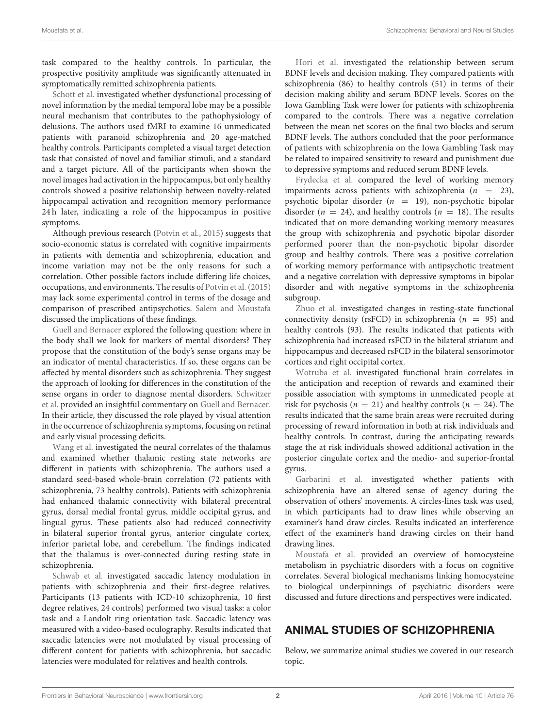task compared to the healthy controls. In particular, the prospective positivity amplitude was significantly attenuated in symptomatically remitted schizophrenia patients.

Schott et al. investigated whether dysfunctional processing of novel information by the medial temporal lobe may be a possible neural mechanism that contributes to the pathophysiology of delusions. The authors used fMRI to examine 16 unmedicated patients with paranoid schizophrenia and 20 age-matched healthy controls. Participants completed a visual target detection task that consisted of novel and familiar stimuli, and a standard and a target picture. All of the participants when shown the novel images had activation in the hippocampus, but only healthy controls showed a positive relationship between novelty-related hippocampal activation and recognition memory performance 24 h later, indicating a role of the hippocampus in positive symptoms.

Although previous research (Potvin et al., 2015) suggests that socio-economic status is correlated with cognitive impairments in patients with dementia and schizophrenia, education and income variation may not be the only reasons for such a correlation. Other possible factors include differing life choices, occupations, and environments. The results of Potvin et al. (2015) may lack some experimental control in terms of the dosage and comparison of prescribed antipsychotics. Salem and Moustafa discussed the implications of these findings.

Guell and Bernacer explored the following question: where in the body shall we look for markers of mental disorders? They propose that the constitution of the body's sense organs may be an indicator of mental characteristics. If so, these organs can be affected by mental disorders such as schizophrenia. They suggest the approach of looking for differences in the constitution of the sense organs in order to diagnose mental disorders. Schwitzer et al. provided an insightful commentary on Guell and Bernacer. In their article, they discussed the role played by visual attention in the occurrence of schizophrenia symptoms, focusing on retinal and early visual processing deficits.

Wang et al. investigated the neural correlates of the thalamus and examined whether thalamic resting state networks are different in patients with schizophrenia. The authors used a standard seed-based whole-brain correlation (72 patients with schizophrenia, 73 healthy controls). Patients with schizophrenia had enhanced thalamic connectivity with bilateral precentral gyrus, dorsal medial frontal gyrus, middle occipital gyrus, and lingual gyrus. These patients also had reduced connectivity in bilateral superior frontal gyrus, anterior cingulate cortex, inferior parietal lobe, and cerebellum. The findings indicated that the thalamus is over-connected during resting state in schizophrenia.

Schwab et al. investigated saccadic latency modulation in patients with schizophrenia and their first-degree relatives. Participants (13 patients with ICD-10 schizophrenia, 10 first degree relatives, 24 controls) performed two visual tasks: a color task and a Landolt ring orientation task. Saccadic latency was measured with a video-based oculography. Results indicated that saccadic latencies were not modulated by visual processing of different content for patients with schizophrenia, but saccadic latencies were modulated for relatives and health controls.

Hori et al. investigated the relationship between serum BDNF levels and decision making. They compared patients with schizophrenia (86) to healthy controls (51) in terms of their decision making ability and serum BDNF levels. Scores on the Iowa Gambling Task were lower for patients with schizophrenia compared to the controls. There was a negative correlation between the mean net scores on the final two blocks and serum BDNF levels. The authors concluded that the poor performance of patients with schizophrenia on the Iowa Gambling Task may be related to impaired sensitivity to reward and punishment due to depressive symptoms and reduced serum BDNF levels.

Frydecka et al. compared the level of working memory impairments across patients with schizophrenia ($n = 23$), psychotic bipolar disorder ($n = 19$), non-psychotic bipolar disorder ($n = 24$), and healthy controls ($n = 18$). The results indicated that on more demanding working memory measures the group with schizophrenia and psychotic bipolar disorder performed poorer than the non-psychotic bipolar disorder group and healthy controls. There was a positive correlation of working memory performance with antipsychotic treatment and a negative correlation with depressive symptoms in bipolar disorder and with negative symptoms in the schizophrenia subgroup.

Zhuo et al. investigated changes in resting-state functional connectivity density (rsFCD) in schizophrenia ($n = 95$) and healthy controls (93). The results indicated that patients with schizophrenia had increased rsFCD in the bilateral striatum and hippocampus and decreased rsFCD in the bilateral sensorimotor cortices and right occipital cortex.

Wotruba et al. investigated functional brain correlates in the anticipation and reception of rewards and examined their possible association with symptoms in unmedicated people at risk for psychosis ($n = 21$) and healthy controls ($n = 24$). The results indicated that the same brain areas were recruited during processing of reward information in both at risk individuals and healthy controls. In contrast, during the anticipating rewards stage the at risk individuals showed additional activation in the posterior cingulate cortex and the medio- and superior-frontal gyrus.

Garbarini et al. investigated whether patients with schizophrenia have an altered sense of agency during the observation of others' movements. A circles-lines task was used, in which participants had to draw lines while observing an examiner's hand draw circles. Results indicated an interference effect of the examiner's hand drawing circles on their hand drawing lines.

Moustafa et al. provided an overview of homocysteine metabolism in psychiatric disorders with a focus on cognitive correlates. Several biological mechanisms linking homocysteine to biological underpinnings of psychiatric disorders were discussed and future directions and perspectives were indicated.

## ANIMAL STUDIES OF SCHIZOPHRENIA

Below, we summarize animal studies we covered in our research topic.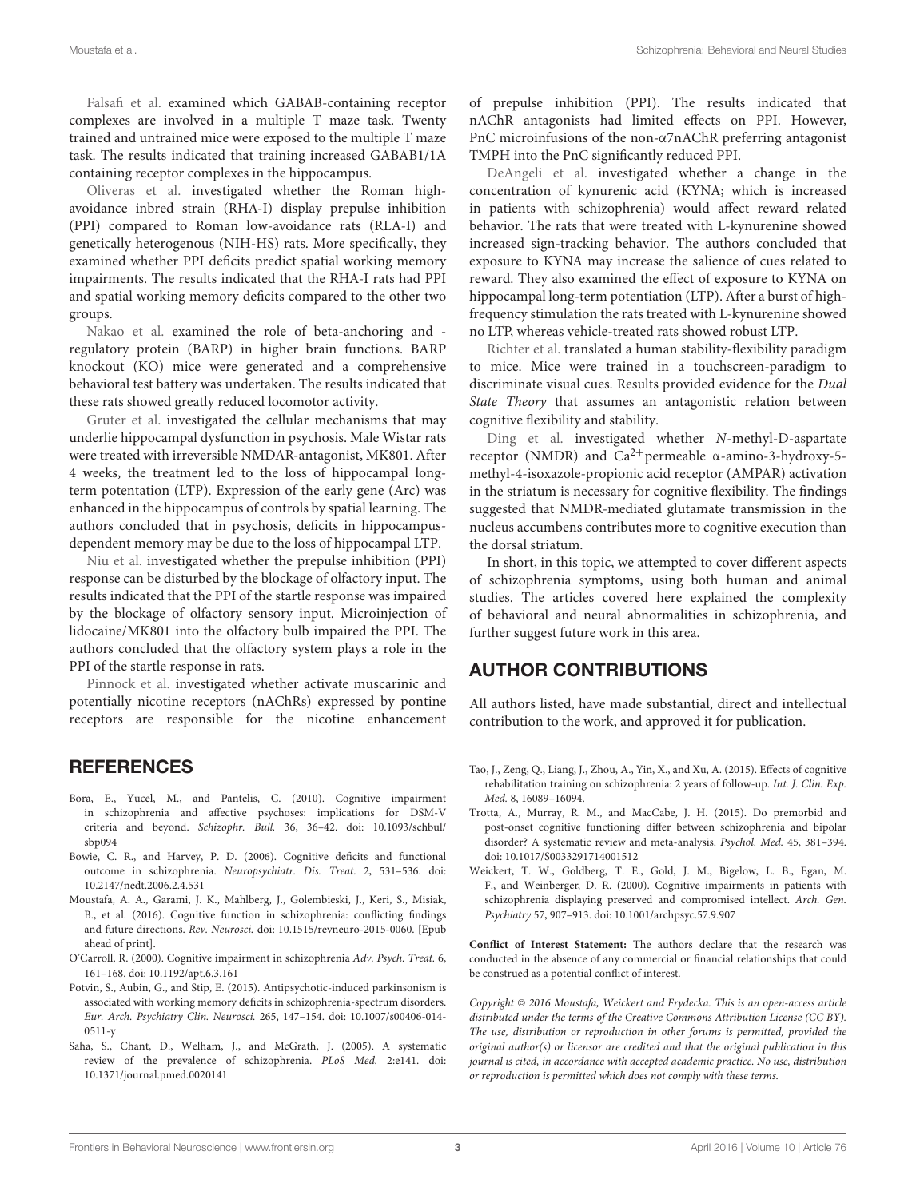Falsafi et al. examined which GABAB-containing receptor complexes are involved in a multiple T maze task. Twenty trained and untrained mice were exposed to the multiple T maze task. The results indicated that training increased GABAB1/1A containing receptor complexes in the hippocampus.

Oliveras et al. investigated whether the Roman high-avoidance inbred strain (RHA-I) display prepulse inhibition (PPI) compared to Roman low-avoidance rats (RLA-I) and genetically heterogenous (NIH-HS) rats. More specifically, they examined whether PPI deficits predict spatial working memory impairments. The results indicated that the RHA-I rats had PPI and spatial working memory deficits compared to the other two groups.

Nakao et al. examined the role of beta-anchoring and -regulatory protein (BARP) in higher brain functions. BARP knockout (KO) mice were generated and a comprehensive behavioral test battery was undertaken. The results indicated that these rats showed greatly reduced locomotor activity.

Gruter et al. investigated the cellular mechanisms that may underlie hippocampal dysfunction in psychosis. Male Wistar rats were treated with irreversible NMDAR-antagonist, MK801. After 4 weeks, the treatment led to the loss of hippocampal long-term potentiation (LTP). Expression of the early gene (Arc) was enhanced in the hippocampus of controls by spatial learning. The authors concluded that in psychosis, deficits in hippocampus-dependent memory may be due to the loss of hippocampal LTP.

Niu et al. investigated whether the prepulse inhibition (PPI) response can be disturbed by the blockage of olfactory input. The results indicated that the PPI of the startle response was impaired by the blockage of olfactory sensory input. Microinjection of lidocaine/MK801 into the olfactory bulb impaired the PPI. The authors concluded that the olfactory system plays a role in the PPI of the startle response in rats.

Pinnock et al. investigated whether activate muscarinic and potentially nicotine receptors (nAChRs) expressed by pontine receptors are responsible for the nicotine enhancement of prepulse inhibition (PPI). The results indicated that nAChR antagonists had limited effects on PPI. However, PnC microinfusions of the non-α7nAChR preferring antagonist TMPH into the PnC significantly reduced PPI.

DeAngeli et al. investigated whether a change in the concentration of kynurenic acid (KYNA; which is increased in patients with schizophrenia) would affect reward related behavior. The rats that were treated with L-kynurenine showed increased sign-tracking behavior. The authors concluded that exposure to KYNA may increase the salience of cues related to reward. They also examined the effect of exposure to KYNA on hippocampal long-term potentiation (LTP). After a burst of high-frequency stimulation the rats treated with L-kynurenine showed no LTP, whereas vehicle-treated rats showed robust LTP.

Richter et al. translated a human stability-flexibility paradigm to mice. Mice were trained in a touchscreen-paradigm to discriminate visual cues. Results provided evidence for the *Dual State Theory* that assumes an antagonistic relation between cognitive flexibility and stability.

Ding et al. investigated whether *N*-methyl-D-aspartate receptor (NMDR) and $Ca^{2+}$permeable α-amino-3-hydroxy-5-methyl-4-isoxazole-propionic acid receptor (AMPAR) activation in the striatum is necessary for cognitive flexibility. The findings suggested that NMDR-mediated glutamate transmission in the nucleus accumbens contributes more to cognitive execution than the dorsal striatum.

In short, in this topic, we attempted to cover different aspects of schizophrenia symptoms, using both human and animal studies. The articles covered here explained the complexity of behavioral and neural abnormalities in schizophrenia, and further suggest future work in this area.

## AUTHOR CONTRIBUTIONS

All authors listed, have made substantial, direct and intellectual contribution to the work, and approved it for publication.

## REFERENCES

Bora, E., Yucel, M., and Pantelis, C. (2010). Cognitive impairment in schizophrenia and affective psychoses: implications for DSM-V criteria and beyond. *Schizophr. Bull.* 36, 36–42. doi: 10.1093/schbul/sbp094

Bowie, C. R., and Harvey, P. D. (2006). Cognitive deficits and functional outcome in schizophrenia. *Neuropsychiatr. Dis. Treat.* 2, 531–536. doi: 10.2147/nedt.2006.2.4.531

Moustafa, A. A., Garami, J. K., Mahlberg, J., Golembieski, J., Keri, S., Misiak, B., et al. (2016). Cognitive function in schizophrenia: conflicting findings and future directions. *Rev. Neurosci.* doi: 10.1515/revneuro-2015-0060. [Epub ahead of print].

O'Carroll, R. (2000). Cognitive impairment in schizophrenia *Adv. Psych. Treat.* 6, 161–168. doi: 10.1192/apt.6.3.161

Potvin, S., Aubin, G., and Stip, E. (2015). Antipsychotic-induced parkinsonism is associated with working memory deficits in schizophrenia-spectrum disorders. *Eur. Arch. Psychiatry Clin. Neurosci.* 265, 147–154. doi: 10.1007/s00406-014-0511-y

Saha, S., Chant, D., Welham, J., and McGrath, J. (2005). A systematic review of the prevalence of schizophrenia. *PLoS Med.* 2:e141. doi: 10.1371/journal.pmed.0020141

Tao, J., Zeng, Q., Liang, J., Zhou, A., Yin, X., and Xu, A. (2015). Effects of cognitive rehabilitation training on schizophrenia: 2 years of follow-up. *Int. J. Clin. Exp. Med.* 8, 16089–16094.

Trotta, A., Murray, R. M., and MacCabe, J. H. (2015). Do premorbid and post-onset cognitive functioning differ between schizophrenia and bipolar disorder? A systematic review and meta-analysis. *Psychol. Med.* 45, 381–394. doi: 10.1017/S0033291714001512

Weickert, T. W., Goldberg, T. E., Gold, J. M., Bigelow, L. B., Egan, M. F., and Weinberger, D. R. (2000). Cognitive impairments in patients with schizophrenia displaying preserved and compromised intellect. *Arch. Gen. Psychiatry* 57, 907–913. doi: 10.1001/archpsyc.57.9.907

**Conflict of Interest Statement:** The authors declare that the research was conducted in the absence of any commercial or financial relationships that could be construed as a potential conflict of interest.

*Copyright © 2016 Moustafa, Weickert and Frydecka. This is an open-access article distributed under the terms of the Creative Commons Attribution License (CC BY). The use, distribution or reproduction in other forums is permitted, provided the original author(s) or licensor are credited and that the original publication in this journal is cited, in accordance with accepted academic practice. No use, distribution or reproduction is permitted which does not comply with these terms.*